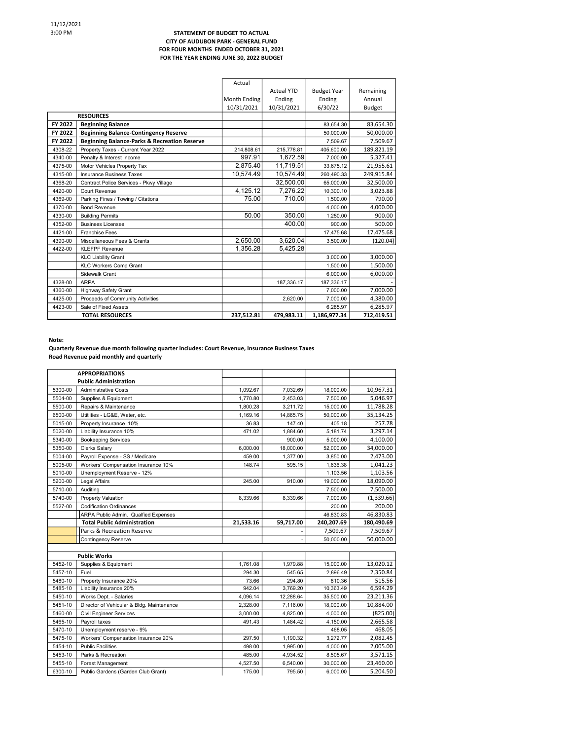11/12/2021
3:00 PM

**STATEMENT OF BUDGET TO ACTUAL**
**CITY OF AUDUBON PARK - GENERAL FUND**
**FOR FOUR MONTHS ENDED OCTOBER 31, 2021**
**FOR THE YEAR ENDING JUNE 30, 2022 BUDGET**

| | | Actual Month Ending 10/31/2021 | Actual YTD Ending 10/31/2021 | Budget Year Ending 6/30/22 | Remaining Annual Budget |
|---|---|---|---|---|---|
| | **RESOURCES** | | | | |
| **FY 2022** | **Beginning Balance** | | | 83,654.30 | 83,654.30 |
| **FY 2022** | **Beginning Balance-Contingency Reserve** | | | 50,000.00 | 50,000.00 |
| **FY 2022** | **Beginning Balance-Parks & Recreation Reserve** | | | 7,509.67 | 7,509.67 |
| 4308-22 | Property Taxes - Current Year 2022 | 214,808.61 | 215,778.81 | 405,600.00 | 189,821.19 |
| 4340-00 | Penalty & Interest Income | 997.91 | 1,672.59 | 7,000.00 | 5,327.41 |
| 4375-00 | Motor Vehicles Property Tax | 2,875.40 | 11,719.51 | 33,675.12 | 21,955.61 |
| 4315-00 | Insurance Business Taxes | 10,574.49 | 10,574.49 | 260,490.33 | 249,915.84 |
| 4368-20 | Contract Police Services - Pkwy Village | | 32,500.00 | 65,000.00 | 32,500.00 |
| 4420-00 | Court Revenue | 4,125.12 | 7,276.22 | 10,300.10 | 3,023.88 |
| 4369-00 | Parking Fines / Towing / Citations | 75.00 | 710.00 | 1,500.00 | 790.00 |
| 4370-00 | Bond Revenue | | | 4,000.00 | 4,000.00 |
| 4330-00 | Building Permits | 50.00 | 350.00 | 1,250.00 | 900.00 |
| 4352-00 | Business Licenses | | 400.00 | 900.00 | 500.00 |
| 4421-00 | Franchise Fees | | | 17,475.68 | 17,475.68 |
| 4390-00 | Miscellaneous Fees & Grants | 2,650.00 | 3,620.04 | 3,500.00 | (120.04) |
| 4422-00 | KLEFPF Revenue | 1,356.28 | 5,425.28 | | |
| | KLC Liability Grant | | | 3,000.00 | 3,000.00 |
| | KLC Workers Comp Grant | | | 1,500.00 | 1,500.00 |
| | Sidewalk Grant | | | 6,000.00 | 6,000.00 |
| 4328-00 | ARPA | | 187,336.17 | 187,336.17 | - |
| 4360-00 | Highway Safety Grant | | | 7,000.00 | 7,000.00 |
| 4425-00 | Proceeds of Community Activities | | 2,620.00 | 7,000.00 | 4,380.00 |
| 4423-00 | Sale of Fixed Assets | | | 6,285.97 | 6,285.97 |
| | **TOTAL RESOURCES** | **237,512.81** | **479,983.11** | **1,186,977.34** | **712,419.51** |

**Note:**

**Quarterly Revenue due month following quarter includes: Court Revenue, Insurance Business Taxes**
**Road Revenue paid monthly and quarterly**

| | | | | | |
|---|---|---|---|---|---|
| | **APPROPRIATIONS** | | | | |
| | **Public Administration** | | | | |
| 5300-00 | Administrative Costs | 1,092.67 | 7,032.69 | 18,000.00 | 10,967.31 |
| 5504-00 | Supplies & Equipment | 1,770.80 | 2,453.03 | 7,500.00 | 5,046.97 |
| 5500-00 | Repairs & Maintenance | 1,800.28 | 3,211.72 | 15,000.00 | 11,788.28 |
| 6500-00 | Utitlities - LG&E, Water, etc. | 1,169.16 | 14,865.75 | 50,000.00 | 35,134.25 |
| 5015-00 | Property Insurance 10% | 36.83 | 147.40 | 405.18 | 257.78 |
| 5020-00 | Liability Insurance 10% | 471.02 | 1,884.60 | 5,181.74 | 3,297.14 |
| 5340-00 | Bookkeeping Services | | 900.00 | 5,000.00 | 4,100.00 |
| 5350-00 | Clerks Salary | 6,000.00 | 18,000.00 | 52,000.00 | 34,000.00 |
| 5004-00 | Payroll Expense - SS / Medicare | 459.00 | 1,377.00 | 3,850.00 | 2,473.00 |
| 5005-00 | Workers' Compensation Insurance 10% | 148.74 | 595.15 | 1,636.38 | 1,041.23 |
| 5010-00 | Unemployment Reserve - 12% | | | 1,103.56 | 1,103.56 |
| 5200-00 | Legal Affairs | 245.00 | 910.00 | 19,000.00 | 18,090.00 |
| 5710-00 | Auditing | | | 7,500.00 | 7,500.00 |
| 5740-00 | Property Valuation | 8,339.66 | 8,339.66 | 7,000.00 | (1,339.66) |
| 5527-00 | Codification Ordinances | | | 200.00 | 200.00 |
| | ARPA Public Admin. Qualfied Expenses | | | 46,830.83 | 46,830.83 |
| | **Total Public Administration** | **21,533.16** | **59,717.00** | **240,207.69** | **180,490.69** |
| | Parks & Recreation Reserve | | - | 7,509.67 | 7,509.67 |
| | Contingency Reserve | | - | 50,000.00 | 50,000.00 |
| | | | | | |
| | **Public Works** | | | | |
| 5452-10 | Supplies & Equipment | 1,761.08 | 1,979.88 | 15,000.00 | 13,020.12 |
| 5457-10 | Fuel | 294.30 | 545.65 | 2,896.49 | 2,350.84 |
| 5480-10 | Property Insurance 20% | 73.66 | 294.80 | 810.36 | 515.56 |
| 5485-10 | Liability Insurance 20% | 942.04 | 3,769.20 | 10,363.49 | 6,594.29 |
| 5450-10 | Works Dept. - Salaries | 4,096.14 | 12,288.64 | 35,500.00 | 23,211.36 |
| 5451-10 | Director of Vehicular & Bldg. Maintenance | 2,328.00 | 7,116.00 | 18,000.00 | 10,884.00 |
| 5460-00 | Civil Engineer Services | 3,000.00 | 4,825.00 | 4,000.00 | (825.00) |
| 5465-10 | Payroll taxes | 491.43 | 1,484.42 | 4,150.00 | 2,665.58 |
| 5470-10 | Unemployment reserve - 9% | | | 468.05 | 468.05 |
| 5475-10 | Workers' Compensation Insurance 20% | 297.50 | 1,190.32 | 3,272.77 | 2,082.45 |
| 5454-10 | Public Facilities | 498.00 | 1,995.00 | 4,000.00 | 2,005.00 |
| 5453-10 | Parks & Recreation | 485.00 | 4,934.52 | 8,505.67 | 3,571.15 |
| 5455-10 | Forest Management | 4,527.50 | 6,540.00 | 30,000.00 | 23,460.00 |
| 6300-10 | Public Gardens (Garden Club Grant) | 175.00 | 795.50 | 6,000.00 | 5,204.50 |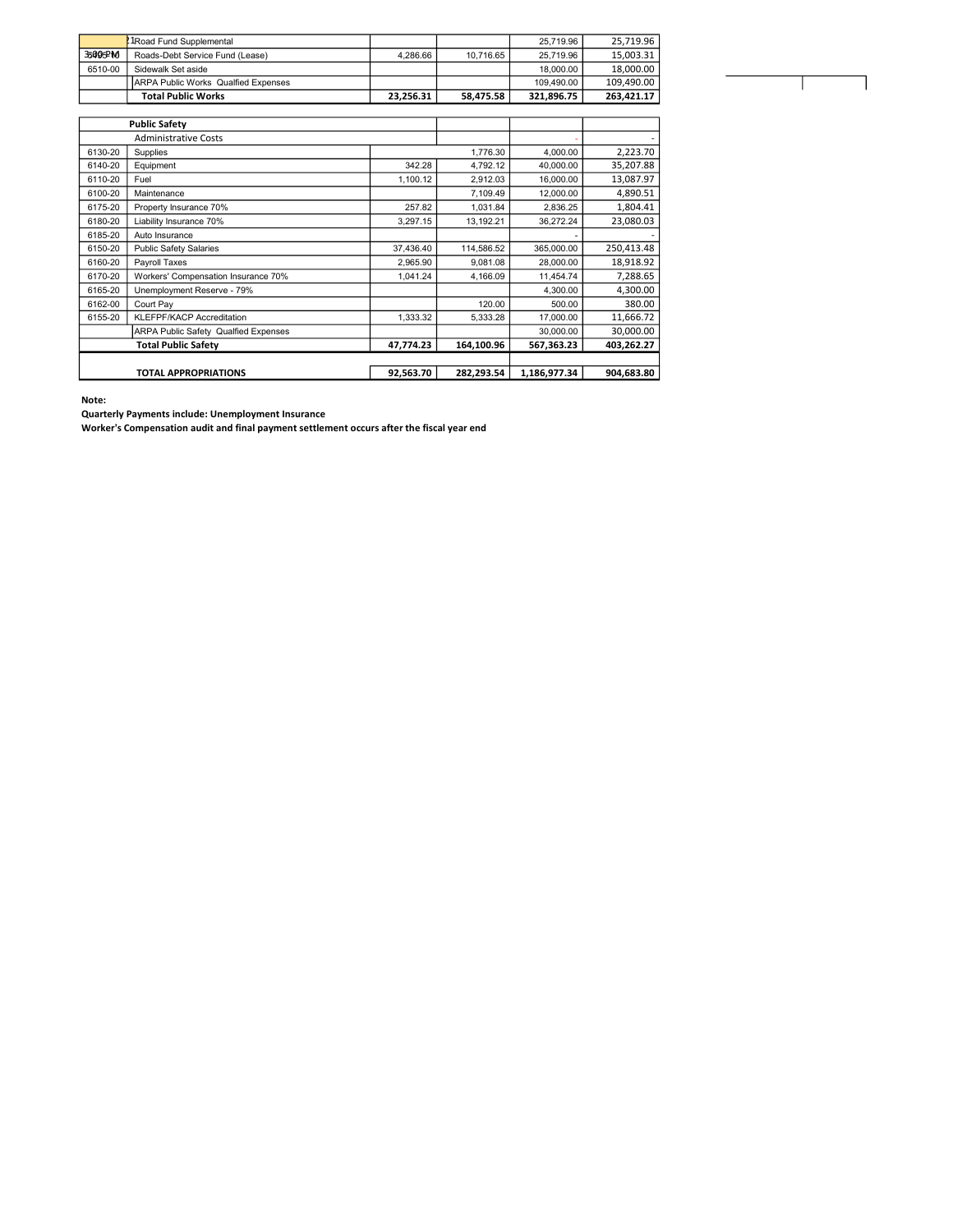| | | | | | |
|---|---|---|---|---|---|
| | 21Road Fund Supplemental | | | 25,719.96 | 25,719.96 |
| 3:09 PM | Roads-Debt Service Fund (Lease) | 4,286.66 | 10,716.65 | 25,719.96 | 15,003.31 |
| 6510-00 | Sidewalk Set aside | | | 18,000.00 | 18,000.00 |
| | ARPA Public Works Qualfied Expenses | | | 109,490.00 | 109,490.00 |
| | **Total Public Works** | **23,256.31** | **58,475.58** | **321,896.75** | **263,421.17** |

| | | | | | |
|---|---|---|---|---|---|
| | **Public Safety** | | | | |
| | Administrative Costs | | | - | - |
| 6130-20 | Supplies | | 1,776.30 | 4,000.00 | 2,223.70 |
| 6140-20 | Equipment | 342.28 | 4,792.12 | 40,000.00 | 35,207.88 |
| 6110-20 | Fuel | 1,100.12 | 2,912.03 | 16,000.00 | 13,087.97 |
| 6100-20 | Maintenance | | 7,109.49 | 12,000.00 | 4,890.51 |
| 6175-20 | Property Insurance 70% | 257.82 | 1,031.84 | 2,836.25 | 1,804.41 |
| 6180-20 | Liability Insurance 70% | 3,297.15 | 13,192.21 | 36,272.24 | 23,080.03 |
| 6185-20 | Auto Insurance | | | - | - |
| 6150-20 | Public Safety Salaries | 37,436.40 | 114,586.52 | 365,000.00 | 250,413.48 |
| 6160-20 | Payroll Taxes | 2,965.90 | 9,081.08 | 28,000.00 | 18,918.92 |
| 6170-20 | Workers' Compensation Insurance 70% | 1,041.24 | 4,166.09 | 11,454.74 | 7,288.65 |
| 6165-20 | Unemployment Reserve - 79% | | | 4,300.00 | 4,300.00 |
| 6162-00 | Court Pay | | 120.00 | 500.00 | 380.00 |
| 6155-20 | KLEFPF/KACP Accreditation | 1,333.32 | 5,333.28 | 17,000.00 | 11,666.72 |
| | ARPA Public Safety Qualfied Expenses | | | 30,000.00 | 30,000.00 |
| | **Total Public Safety** | **47,774.23** | **164,100.96** | **567,363.23** | **403,262.27** |
| | | | | | |
| | **TOTAL APPROPRIATIONS** | **92,563.70** | **282,293.54** | **1,186,977.34** | **904,683.80** |

**Note:**

**Quarterly Payments include: Unemployment Insurance**

**Worker's Compensation audit and final payment settlement occurs after the fiscal year end**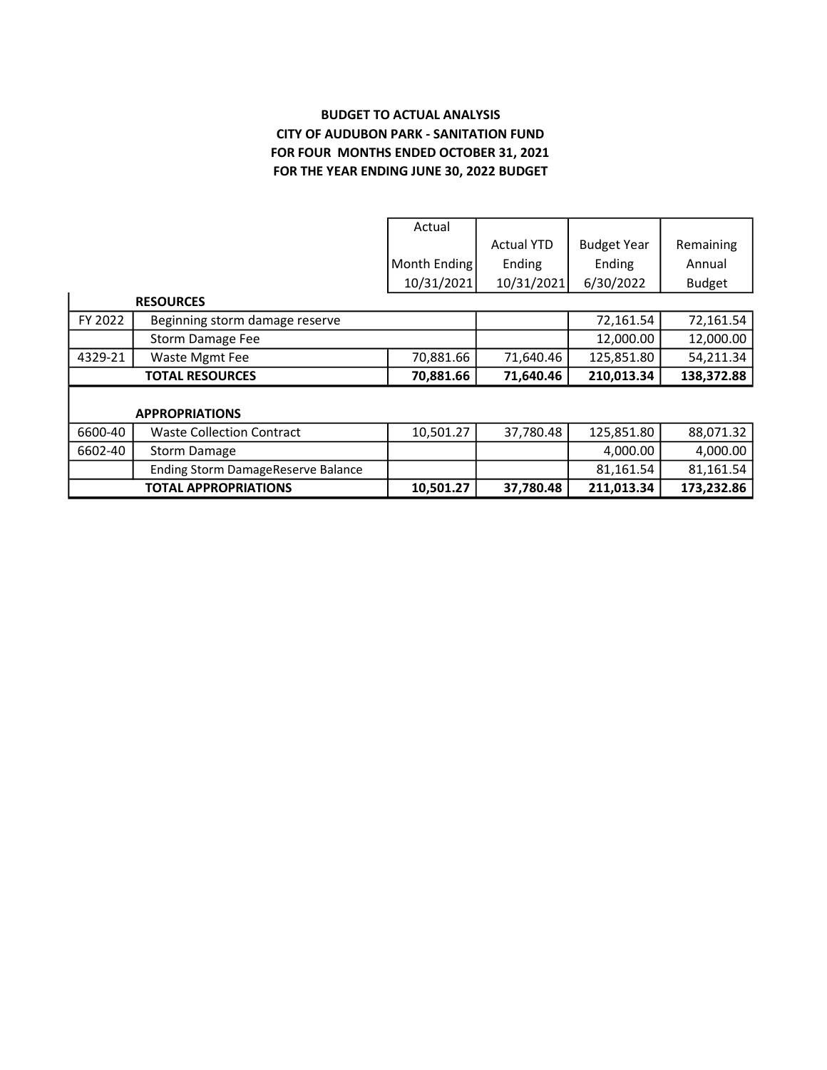**BUDGET TO ACTUAL ANALYSIS**
**CITY OF AUDUBON PARK - SANITATION FUND**
**FOR FOUR MONTHS ENDED OCTOBER 31, 2021**
**FOR THE YEAR ENDING JUNE 30, 2022 BUDGET**

| | | Actual Month Ending 10/31/2021 | Actual YTD Ending 10/31/2021 | Budget Year Ending 6/30/2022 | Remaining Annual Budget |
|---|---|---|---|---|---|
| | **RESOURCES** | | | | |
| FY 2022 | Beginning storm damage reserve | | | 72,161.54 | 72,161.54 |
| | Storm Damage Fee | | | 12,000.00 | 12,000.00 |
| 4329-21 | Waste Mgmt Fee | 70,881.66 | 71,640.46 | 125,851.80 | 54,211.34 |
| | **TOTAL RESOURCES** | **70,881.66** | **71,640.46** | **210,013.34** | **138,372.88** |
| | | | | | |
| | **APPROPRIATIONS** | | | | |
| 6600-40 | Waste Collection Contract | 10,501.27 | 37,780.48 | 125,851.80 | 88,071.32 |
| 6602-40 | Storm Damage | | | 4,000.00 | 4,000.00 |
| | Ending Storm DamageReserve Balance | | | 81,161.54 | 81,161.54 |
| | **TOTAL APPROPRIATIONS** | **10,501.27** | **37,780.48** | **211,013.34** | **173,232.86** |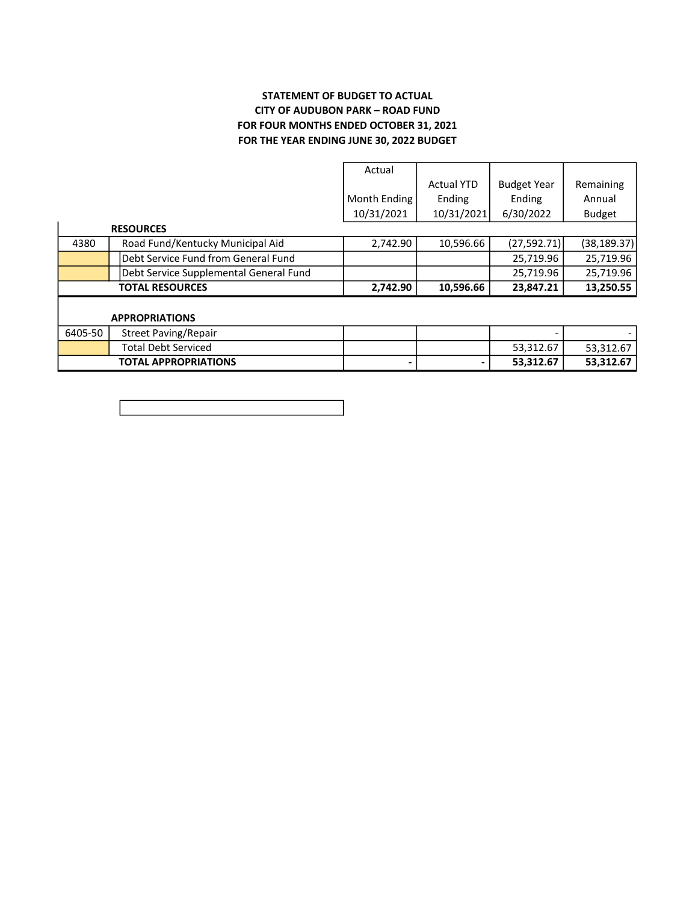**STATEMENT OF BUDGET TO ACTUAL**
**CITY OF AUDUBON PARK – ROAD FUND**
**FOR FOUR MONTHS ENDED OCTOBER 31, 2021**
**FOR THE YEAR ENDING JUNE 30, 2022 BUDGET**

| | | Actual Month Ending 10/31/2021 | Actual YTD Ending 10/31/2021 | Budget Year Ending 6/30/2022 | Remaining Annual Budget |
|---|---|---|---|---|---|
| | **RESOURCES** | | | | |
| 4380 | Road Fund/Kentucky Municipal Aid | 2,742.90 | 10,596.66 | (27,592.71) | (38,189.37) |
| | Debt Service Fund from General Fund | | | 25,719.96 | 25,719.96 |
| | Debt Service Supplemental General Fund | | | 25,719.96 | 25,719.96 |
| | **TOTAL RESOURCES** | **2,742.90** | **10,596.66** | **23,847.21** | **13,250.55** |
| | | | | | |
| | **APPROPRIATIONS** | | | | |
| 6405-50 | Street Paving/Repair | | | - | - |
| | Total Debt Serviced | | | 53,312.67 | 53,312.67 |
| | **TOTAL APPROPRIATIONS** | **-** | **-** | **53,312.67** | **53,312.67** |